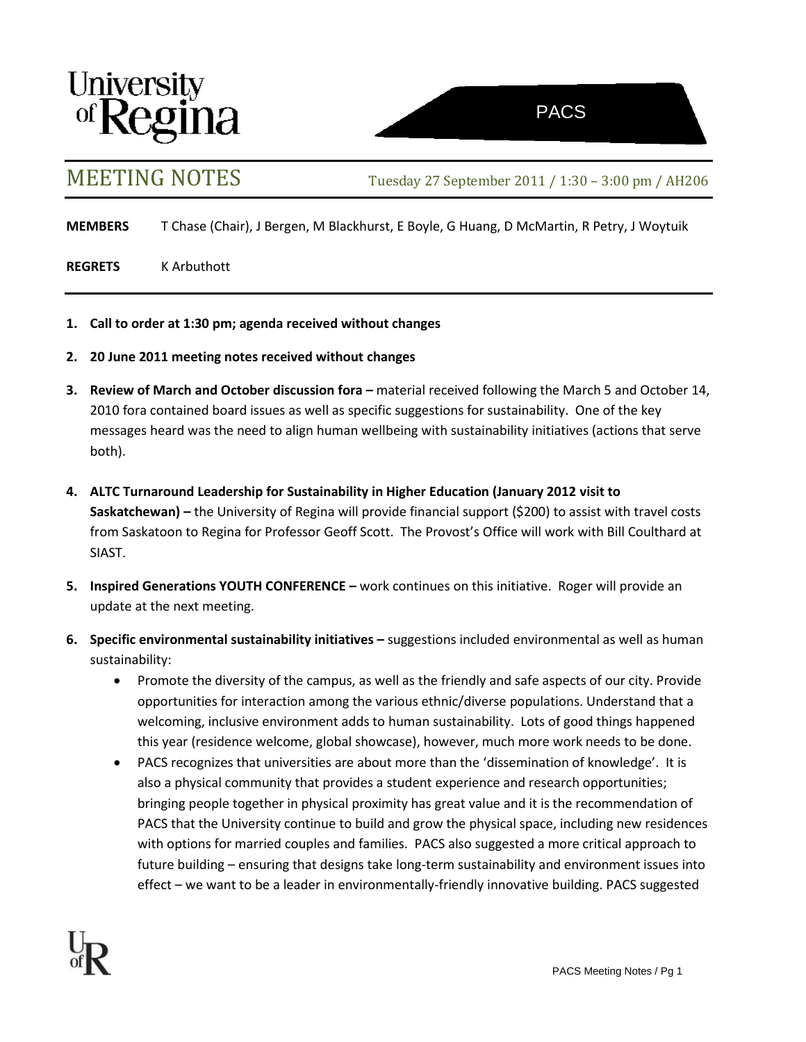University of Regina

PACS

# MEETING NOTES

Tuesday 27 September 2011 / 1:30 – 3:00 pm / AH206

**MEMBERS** T Chase (Chair), J Bergen, M Blackhurst, E Boyle, G Huang, D McMartin, R Petry, J Woytuik

**REGRETS** K Arbuthott

1. **Call to order at 1:30 pm; agenda received without changes**
2. **20 June 2011 meeting notes received without changes**
3. **Review of March and October discussion fora –** material received following the March 5 and October 14, 2010 fora contained board issues as well as specific suggestions for sustainability. One of the key messages heard was the need to align human wellbeing with sustainability initiatives (actions that serve both).
4. **ALTC Turnaround Leadership for Sustainability in Higher Education (January 2012 visit to Saskatchewan) –** the University of Regina will provide financial support ($200) to assist with travel costs from Saskatoon to Regina for Professor Geoff Scott. The Provost's Office will work with Bill Coulthard at SIAST.
5. **Inspired Generations YOUTH CONFERENCE –** work continues on this initiative. Roger will provide an update at the next meeting.
6. **Specific environmental sustainability initiatives –** suggestions included environmental as well as human sustainability:
   - Promote the diversity of the campus, as well as the friendly and safe aspects of our city. Provide opportunities for interaction among the various ethnic/diverse populations. Understand that a welcoming, inclusive environment adds to human sustainability. Lots of good things happened this year (residence welcome, global showcase), however, much more work needs to be done.
   - PACS recognizes that universities are about more than the 'dissemination of knowledge'. It is also a physical community that provides a student experience and research opportunities; bringing people together in physical proximity has great value and it is the recommendation of PACS that the University continue to build and grow the physical space, including new residences with options for married couples and families. PACS also suggested a more critical approach to future building – ensuring that designs take long-term sustainability and environment issues into effect – we want to be a leader in environmentally-friendly innovative building. PACS suggested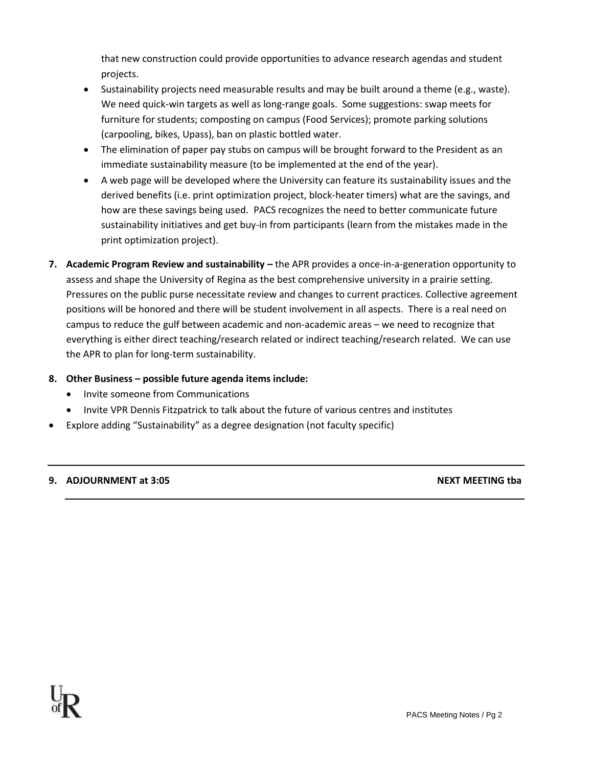that new construction could provide opportunities to advance research agendas and student projects.

- Sustainability projects need measurable results and may be built around a theme (e.g., waste). We need quick-win targets as well as long-range goals. Some suggestions: swap meets for furniture for students; composting on campus (Food Services); promote parking solutions (carpooling, bikes, Upass), ban on plastic bottled water.
- The elimination of paper pay stubs on campus will be brought forward to the President as an immediate sustainability measure (to be implemented at the end of the year).
- A web page will be developed where the University can feature its sustainability issues and the derived benefits (i.e. print optimization project, block-heater timers) what are the savings, and how are these savings being used. PACS recognizes the need to better communicate future sustainability initiatives and get buy-in from participants (learn from the mistakes made in the print optimization project).

7. **Academic Program Review and sustainability –** the APR provides a once-in-a-generation opportunity to assess and shape the University of Regina as the best comprehensive university in a prairie setting. Pressures on the public purse necessitate review and changes to current practices. Collective agreement positions will be honored and there will be student involvement in all aspects. There is a real need on campus to reduce the gulf between academic and non-academic areas – we need to recognize that everything is either direct teaching/research related or indirect teaching/research related. We can use the APR to plan for long-term sustainability.

8. **Other Business – possible future agenda items include:**
   - Invite someone from Communications
   - Invite VPR Dennis Fitzpatrick to talk about the future of various centres and institutes

- Explore adding "Sustainability" as a degree designation (not faculty specific)

---

**9. ADJOURNMENT at 3:05** **NEXT MEETING tba**

---